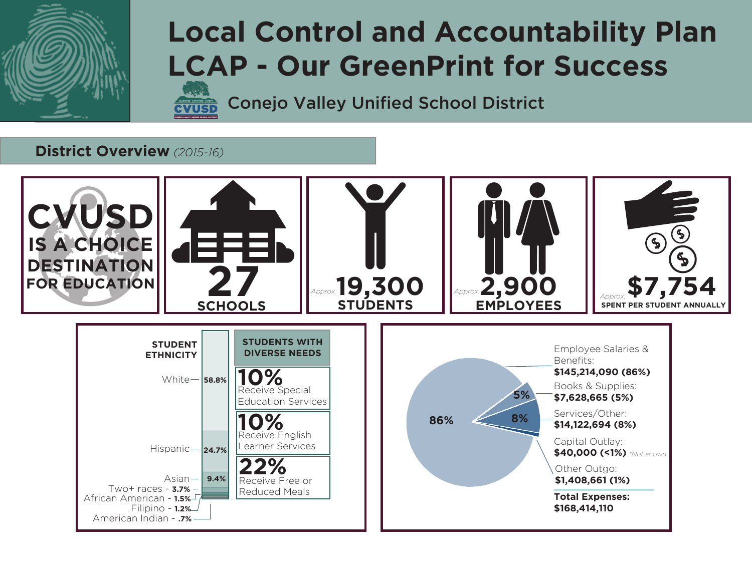# Local Control and Accountability Plan
# LCAP - Our GreenPrint for Success

Conejo Valley Unified School District

## District Overview *(2015-16)*

**CVUSD IS A CHOICE DESTINATION FOR EDUCATION**

**27** SCHOOLS

*Approx.* **19,300** STUDENTS

*Approx.* **2,900** EMPLOYEES

*Approx.* **$7,754** SPENT PER STUDENT ANNUALLY

### STUDENT ETHNICITY

| Ethnicity | Percent |
|---|---|
| White | 58.8% |
| Hispanic | 24.7% |
| Asian | 9.4% |
| Two+ races | 3.7% |
| African American | 1.5% |
| Filipino | 1.2% |
| American Indian | .7% |

### STUDENTS WITH DIVERSE NEEDS

**10%** Receive Special Education Services

**10%** Receive English Learner Services

**22%** Receive Free or Reduced Meals

### Expenses

| Category | Amount |
|---|---|
| Employee Salaries & Benefits | **$145,214,090 (86%)** |
| Books & Supplies | **$7,628,665 (5%)** |
| Services/Other | **$14,122,694 (8%)** |
| Capital Outlay | **$40,000 (<1%)** *\*Not shown* |
| Other Outgo | **$1,408,661 (1%)** |
| **Total Expenses:** | **$168,414,110** |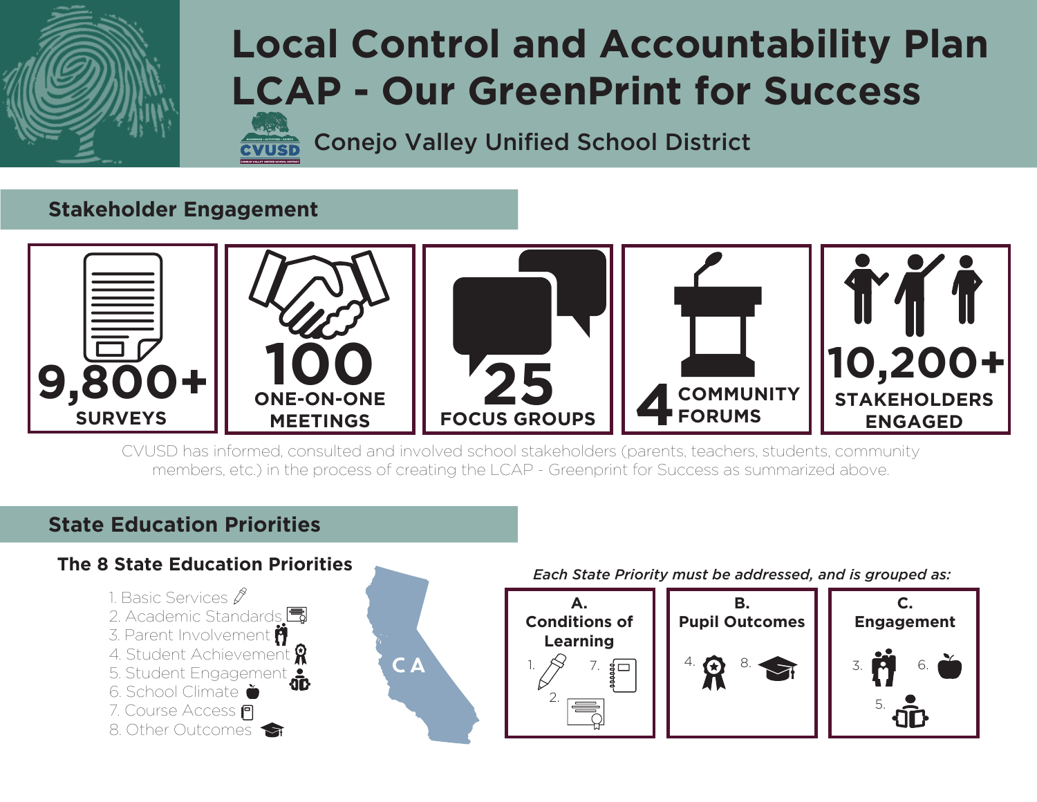# Local Control and Accountability Plan LCAP - Our GreenPrint for Success

Conejo Valley Unified School District

## Stakeholder Engagement

| 9,800+ | 100 | 25 | 4 | 10,200+ |
|---|---|---|---|---|
| SURVEYS | ONE-ON-ONE MEETINGS | FOCUS GROUPS | COMMUNITY FORUMS | STAKEHOLDERS ENGAGED |

CVUSD has informed, consulted and involved school stakeholders (parents, teachers, students, community members, etc.) in the process of creating the LCAP - Greenprint for Success as summarized above.

## State Education Priorities

### The 8 State Education Priorities

1. Basic Services
2. Academic Standards
3. Parent Involvement
4. Student Achievement
5. Student Engagement
6. School Climate
7. Course Access
8. Other Outcomes

CA

*Each State Priority must be addressed, and is grouped as:*

| A. Conditions of Learning | B. Pupil Outcomes | C. Engagement |
|---|---|---|
| 1. 7. 2. | 4. 8. | 3. 6. 5. |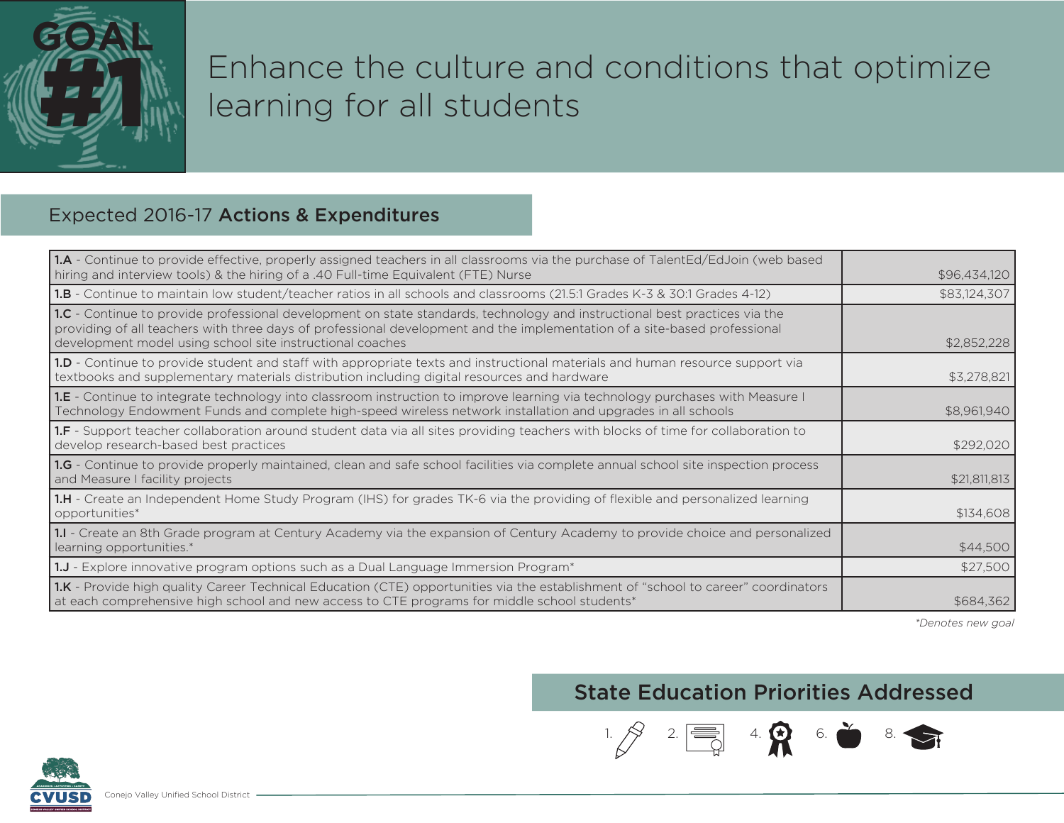# GOAL #1

# Enhance the culture and conditions that optimize learning for all students

## Expected 2016-17 **Actions & Expenditures**

| Action | Expenditure |
|---|---|
| **1.A** - Continue to provide effective, properly assigned teachers in all classrooms via the purchase of TalentEd/EdJoin (web based hiring and interview tools) & the hiring of a .40 Full-time Equivalent (FTE) Nurse | $96,434,120 |
| **1.B** - Continue to maintain low student/teacher ratios in all schools and classrooms (21.5:1 Grades K-3 & 30:1 Grades 4-12) | $83,124,307 |
| **1.C** - Continue to provide professional development on state standards, technology and instructional best practices via the providing of all teachers with three days of professional development and the implementation of a site-based professional development model using school site instructional coaches | $2,852,228 |
| **1.D** - Continue to provide student and staff with appropriate texts and instructional materials and human resource support via textbooks and supplementary materials distribution including digital resources and hardware | $3,278,821 |
| **1.E** - Continue to integrate technology into classroom instruction to improve learning via technology purchases with Measure I Technology Endowment Funds and complete high-speed wireless network installation and upgrades in all schools | $8,961,940 |
| **1.F** - Support teacher collaboration around student data via all sites providing teachers with blocks of time for collaboration to develop research-based best practices | $292,020 |
| **1.G** - Continue to provide properly maintained, clean and safe school facilities via complete annual school site inspection process and Measure I facility projects | $21,811,813 |
| **1.H** - Create an Independent Home Study Program (IHS) for grades TK-6 via the providing of flexible and personalized learning opportunities* | $134,608 |
| **1.I** - Create an 8th Grade program at Century Academy via the expansion of Century Academy to provide choice and personalized learning opportunities.* | $44,500 |
| **1.J** - Explore innovative program options such as a Dual Language Immersion Program* | $27,500 |
| **1.K** - Provide high quality Career Technical Education (CTE) opportunities via the establishment of "school to career" coordinators at each comprehensive high school and new access to CTE programs for middle school students* | $684,362 |

*\*Denotes new goal*

## State Education Priorities Addressed

1. 2. 4. 6. 8.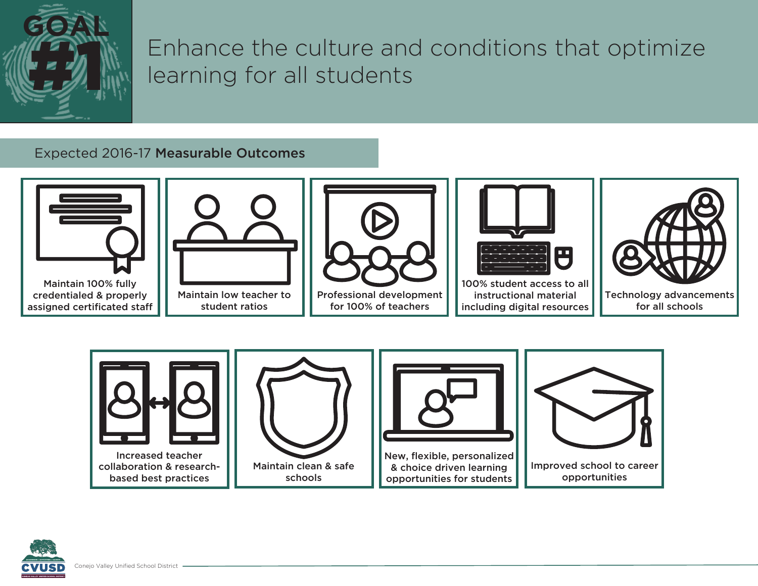# GOAL #1

## Enhance the culture and conditions that optimize learning for all students

### Expected 2016-17 **Measurable Outcomes**

- Maintain 100% fully credentialed & properly assigned certificated staff
- Maintain low teacher to student ratios
- Professional development for 100% of teachers
- 100% student access to all instructional material including digital resources
- Technology advancements for all schools
- Increased teacher collaboration & research-based best practices
- Maintain clean & safe schools
- New, flexible, personalized & choice driven learning opportunities for students
- Improved school to career opportunities

Conejo Valley Unified School District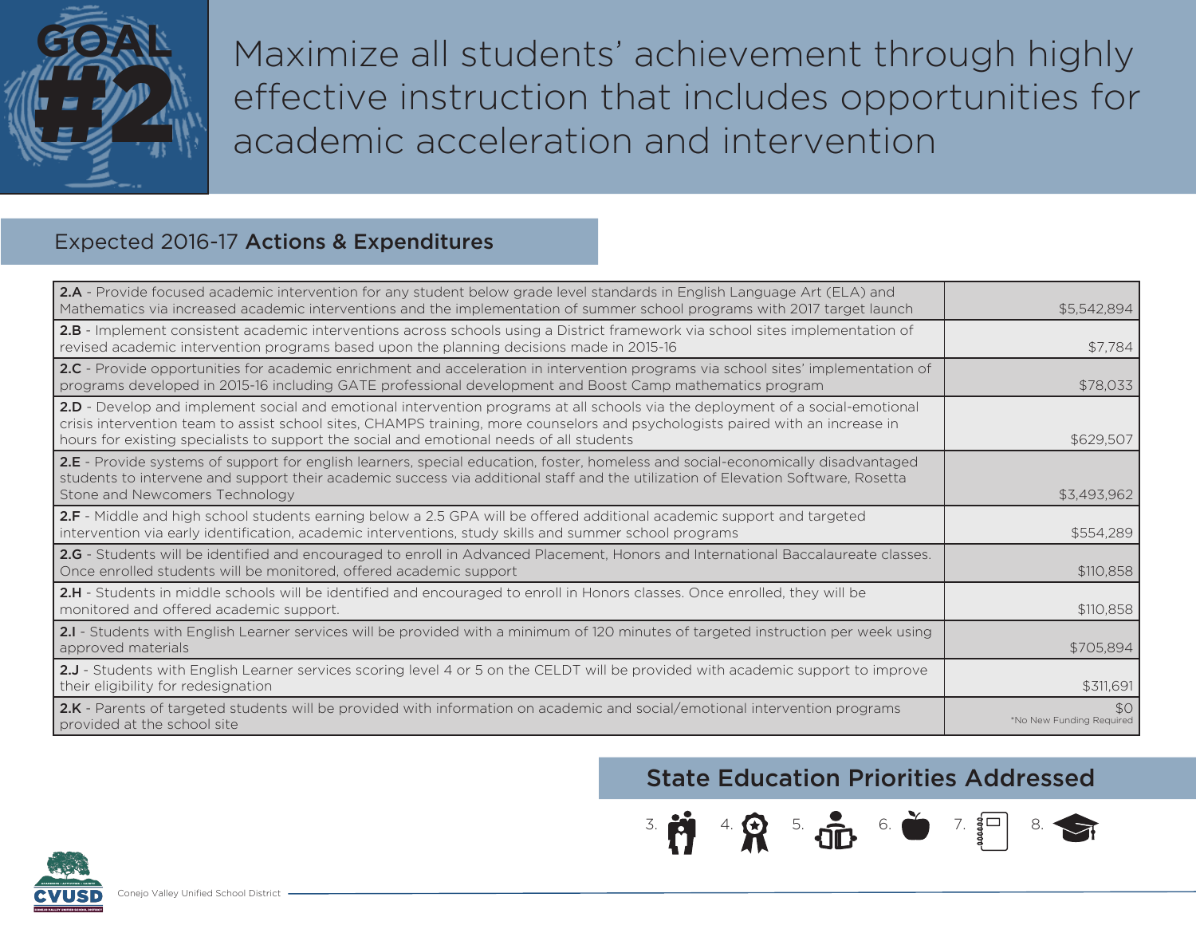# GOAL #2

# Maximize all students' achievement through highly effective instruction that includes opportunities for academic acceleration and intervention

## Expected 2016-17 **Actions & Expenditures**

| Action | Expenditure |
|---|---|
| **2.A** - Provide focused academic intervention for any student below grade level standards in English Language Art (ELA) and Mathematics via increased academic interventions and the implementation of summer school programs with 2017 target launch | $5,542,894 |
| **2.B** - Implement consistent academic interventions across schools using a District framework via school sites implementation of revised academic intervention programs based upon the planning decisions made in 2015-16 | $7,784 |
| **2.C** - Provide opportunities for academic enrichment and acceleration in intervention programs via school sites' implementation of programs developed in 2015-16 including GATE professional development and Boost Camp mathematics program | $78,033 |
| **2.D** - Develop and implement social and emotional intervention programs at all schools via the deployment of a social-emotional crisis intervention team to assist school sites, CHAMPS training, more counselors and psychologists paired with an increase in hours for existing specialists to support the social and emotional needs of all students | $629,507 |
| **2.E** - Provide systems of support for english learners, special education, foster, homeless and social-economically disadvantaged students to intervene and support their academic success via additional staff and the utilization of Elevation Software, Rosetta Stone and Newcomers Technology | $3,493,962 |
| **2.F** - Middle and high school students earning below a 2.5 GPA will be offered additional academic support and targeted intervention via early identification, academic interventions, study skills and summer school programs | $554,289 |
| **2.G** - Students will be identified and encouraged to enroll in Advanced Placement, Honors and International Baccalaureate classes. Once enrolled students will be monitored, offered academic support | $110,858 |
| **2.H** - Students in middle schools will be identified and encouraged to enroll in Honors classes. Once enrolled, they will be monitored and offered academic support. | $110,858 |
| **2.I** - Students with English Learner services will be provided with a minimum of 120 minutes of targeted instruction per week using approved materials | $705,894 |
| **2.J** - Students with English Learner services scoring level 4 or 5 on the CELDT will be provided with academic support to improve their eligibility for redesignation | $311,691 |
| **2.K** - Parents of targeted students will be provided with information on academic and social/emotional intervention programs provided at the school site | $0 *No New Funding Required |

## State Education Priorities Addressed

3. 4. 5. 6. 7. 8.

Conejo Valley Unified School District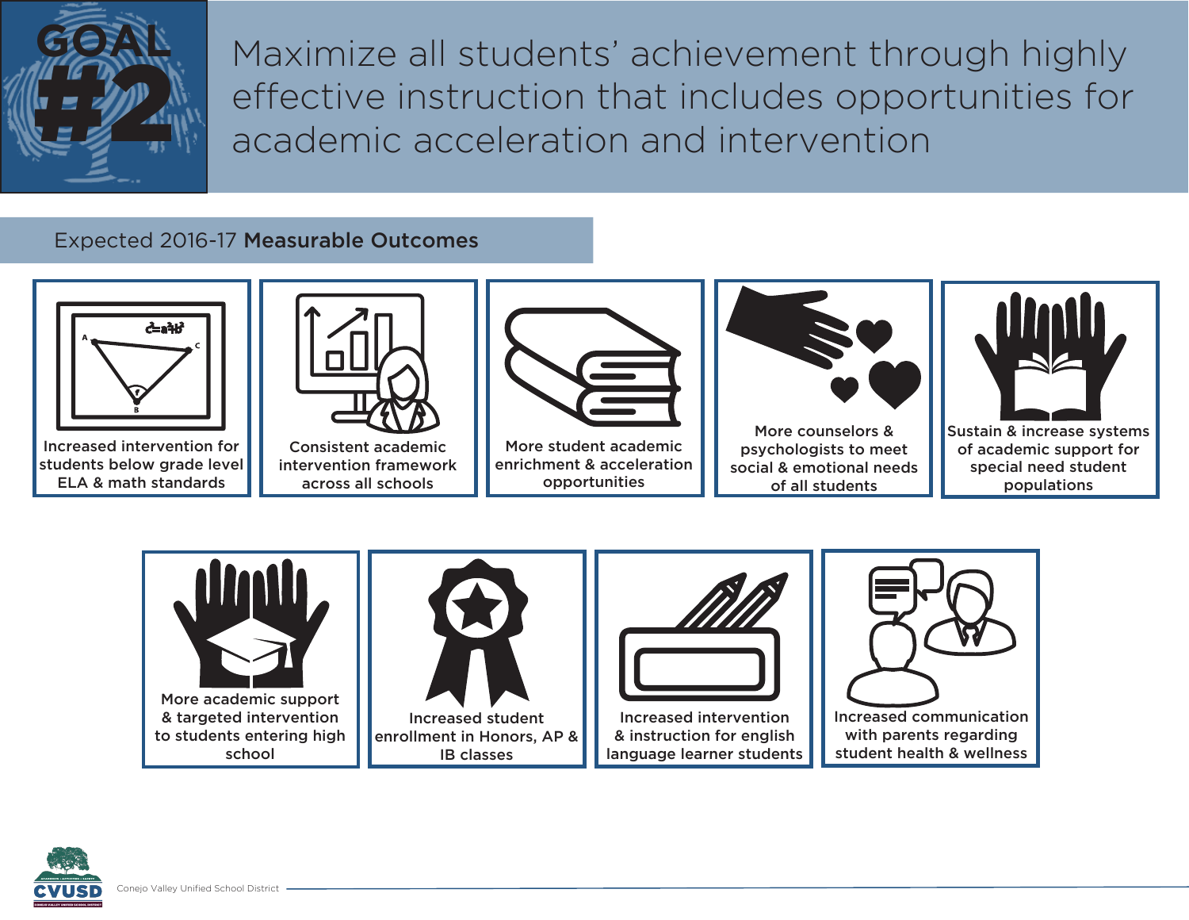# GOAL #2

## Maximize all students' achievement through highly effective instruction that includes opportunities for academic acceleration and intervention

### Expected 2016-17 **Measurable Outcomes**

- Increased intervention for students below grade level ELA & math standards
- Consistent academic intervention framework across all schools
- More student academic enrichment & acceleration opportunities
- More counselors & psychologists to meet social & emotional needs of all students
- Sustain & increase systems of academic support for special need student populations
- More academic support & targeted intervention to students entering high school
- Increased student enrollment in Honors, AP & IB classes
- Increased intervention & instruction for english language learner students
- Increased communication with parents regarding student health & wellness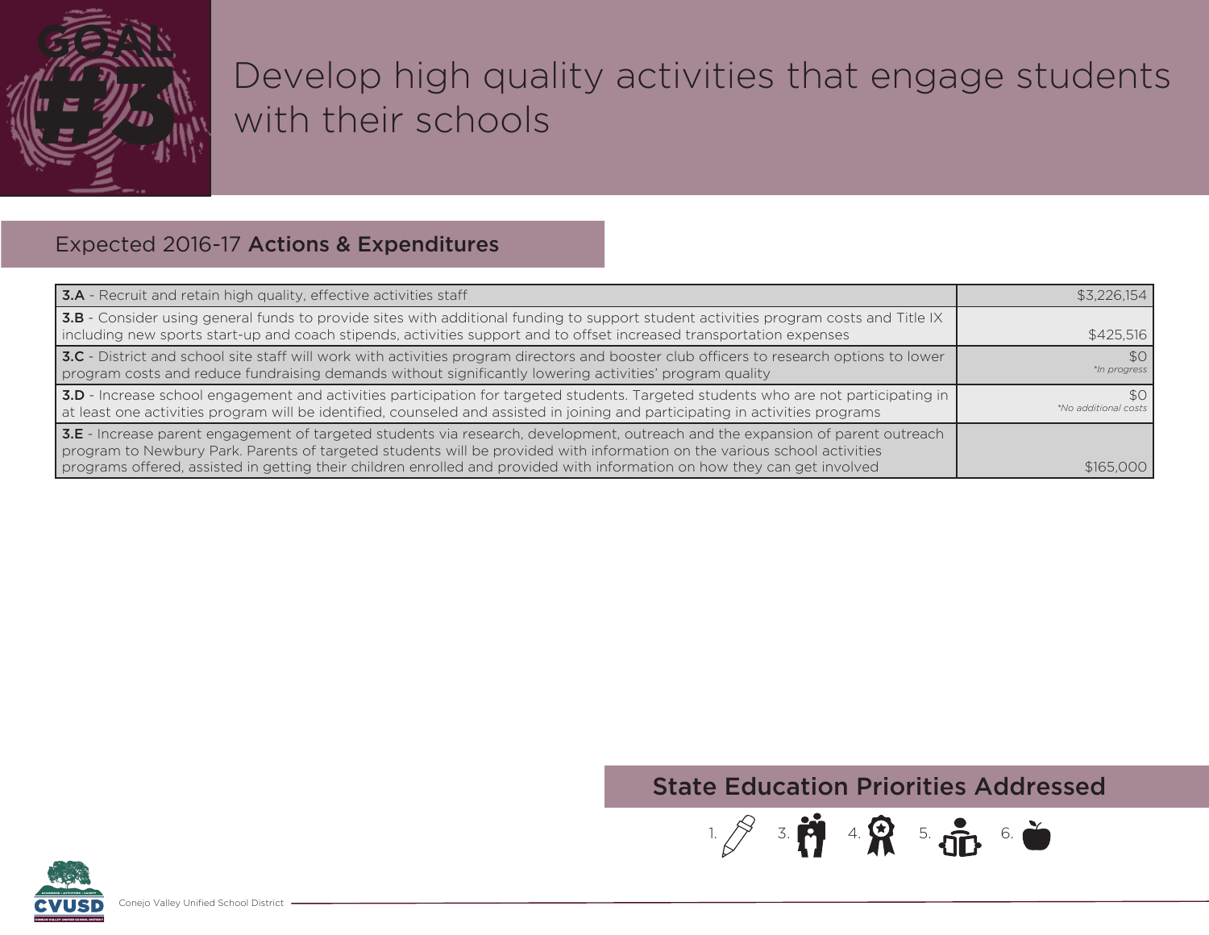# GOAL #3

# Develop high quality activities that engage students with their schools

## Expected 2016-17 Actions & Expenditures

| Action | Expenditure |
|---|---|
| **3.A** - Recruit and retain high quality, effective activities staff | $3,226,154 |
| **3.B** - Consider using general funds to provide sites with additional funding to support student activities program costs and Title IX including new sports start-up and coach stipends, activities support and to offset increased transportation expenses | $425,516 |
| **3.C** - District and school site staff will work with activities program directors and booster club officers to research options to lower program costs and reduce fundraising demands without significantly lowering activities' program quality | $0 *\*In progress* |
| **3.D** - Increase school engagement and activities participation for targeted students. Targeted students who are not participating in at least one activities program will be identified, counseled and assisted in joining and participating in activities programs | $0 *\*No additional costs* |
| **3.E** - Increase parent engagement of targeted students via research, development, outreach and the expansion of parent outreach program to Newbury Park. Parents of targeted students will be provided with information on the various school activities programs offered, assisted in getting their children enrolled and provided with information on how they can get involved | $165,000 |

## State Education Priorities Addressed

1. 3. 4. 5. 6.

Conejo Valley Unified School District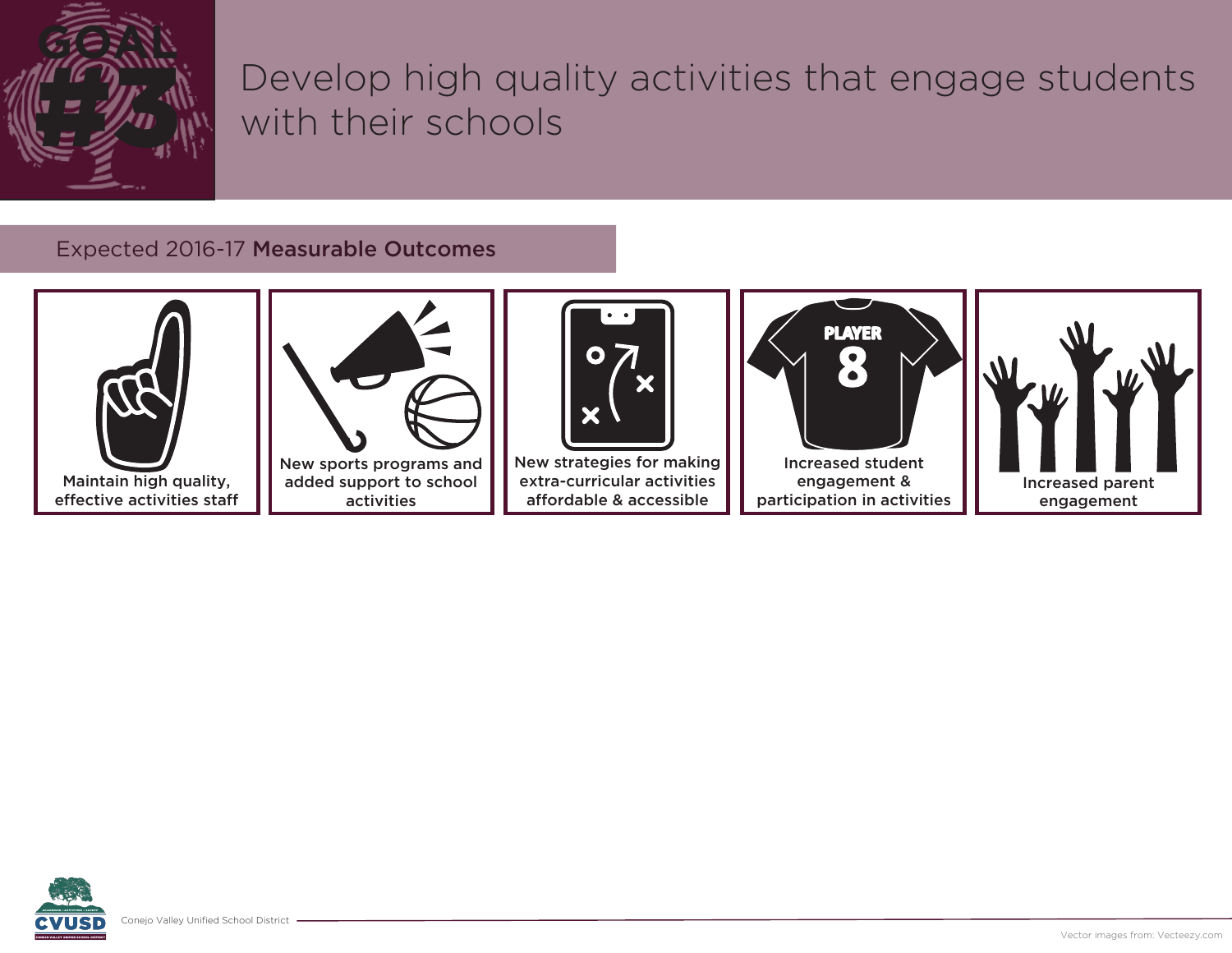# GOAL #3

## Develop high quality activities that engage students with their schools

### Expected 2016-17 **Measurable Outcomes**

- Maintain high quality, effective activities staff
- New sports programs and added support to school activities
- New strategies for making extra-curricular activities affordable & accessible
- Increased student engagement & participation in activities
- Increased parent engagement

Vector images from: Vecteezy.com